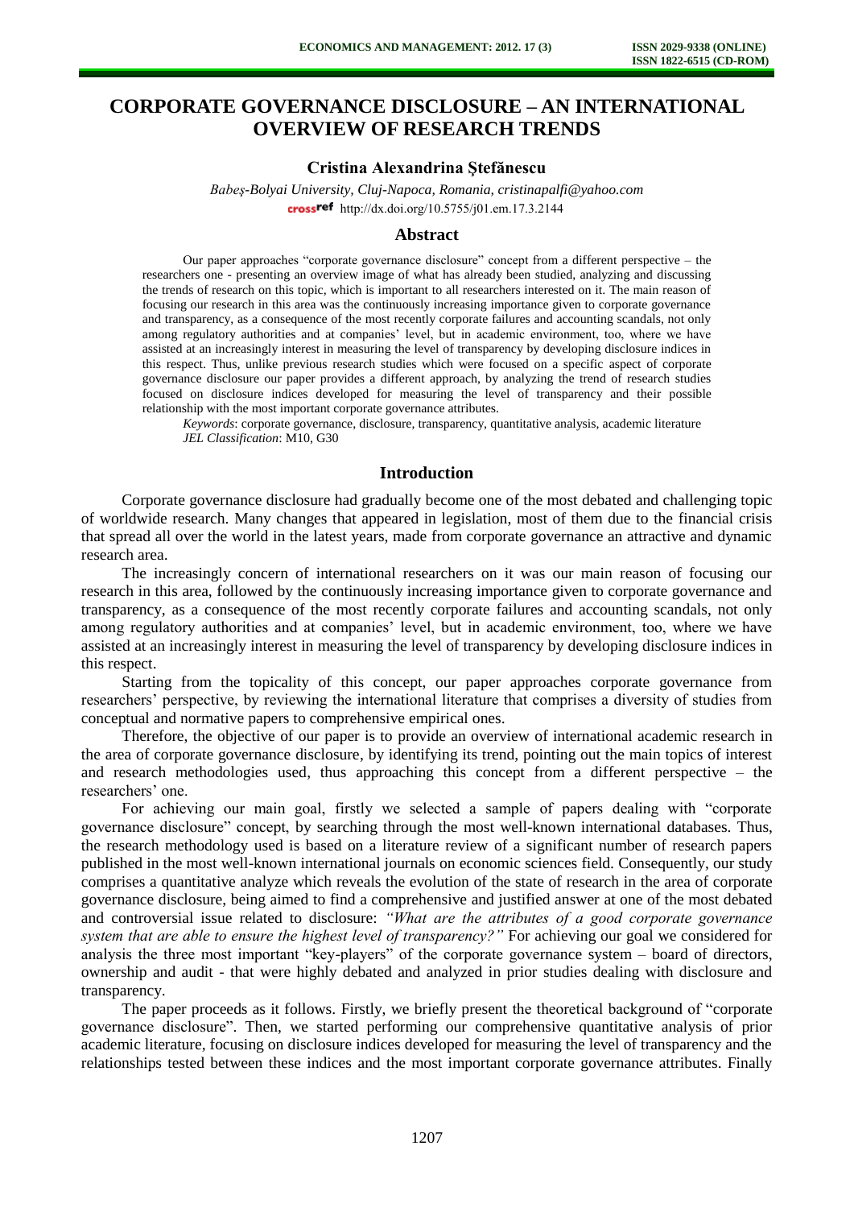# CORPORATE GOVERNANCE DISCLOSURE – AN INTERNATIONAL OVERVIEW OF RESEARCH TRENDS

**Cristina Alexandrina Ştefănescu**

*Babeş-Bolyai University, Cluj-Napoca, Romania, cristinapalfi@yahoo.com*
http://dx.doi.org/10.5755/j01.em.17.3.2144

## Abstract

Our paper approaches "corporate governance disclosure" concept from a different perspective – the researchers one - presenting an overview image of what has already been studied, analyzing and discussing the trends of research on this topic, which is important to all researchers interested on it. The main reason of focusing our research in this area was the continuously increasing importance given to corporate governance and transparency, as a consequence of the most recently corporate failures and accounting scandals, not only among regulatory authorities and at companies' level, but in academic environment, too, where we have assisted at an increasingly interest in measuring the level of transparency by developing disclosure indices in this respect. Thus, unlike previous research studies which were focused on a specific aspect of corporate governance disclosure our paper provides a different approach, by analyzing the trend of research studies focused on disclosure indices developed for measuring the level of transparency and their possible relationship with the most important corporate governance attributes.

*Keywords*: corporate governance, disclosure, transparency, quantitative analysis, academic literature
*JEL Classification*: M10, G30

## Introduction

Corporate governance disclosure had gradually become one of the most debated and challenging topic of worldwide research. Many changes that appeared in legislation, most of them due to the financial crisis that spread all over the world in the latest years, made from corporate governance an attractive and dynamic research area.

The increasingly concern of international researchers on it was our main reason of focusing our research in this area, followed by the continuously increasing importance given to corporate governance and transparency, as a consequence of the most recently corporate failures and accounting scandals, not only among regulatory authorities and at companies' level, but in academic environment, too, where we have assisted at an increasingly interest in measuring the level of transparency by developing disclosure indices in this respect.

Starting from the topicality of this concept, our paper approaches corporate governance from researchers' perspective, by reviewing the international literature that comprises a diversity of studies from conceptual and normative papers to comprehensive empirical ones.

Therefore, the objective of our paper is to provide an overview of international academic research in the area of corporate governance disclosure, by identifying its trend, pointing out the main topics of interest and research methodologies used, thus approaching this concept from a different perspective – the researchers' one.

For achieving our main goal, firstly we selected a sample of papers dealing with "corporate governance disclosure" concept, by searching through the most well-known international databases. Thus, the research methodology used is based on a literature review of a significant number of research papers published in the most well-known international journals on economic sciences field. Consequently, our study comprises a quantitative analyze which reveals the evolution of the state of research in the area of corporate governance disclosure, being aimed to find a comprehensive and justified answer at one of the most debated and controversial issue related to disclosure: *"What are the attributes of a good corporate governance system that are able to ensure the highest level of transparency?"* For achieving our goal we considered for analysis the three most important "key-players" of the corporate governance system – board of directors, ownership and audit - that were highly debated and analyzed in prior studies dealing with disclosure and transparency.

The paper proceeds as it follows. Firstly, we briefly present the theoretical background of "corporate governance disclosure". Then, we started performing our comprehensive quantitative analysis of prior academic literature, focusing on disclosure indices developed for measuring the level of transparency and the relationships tested between these indices and the most important corporate governance attributes. Finally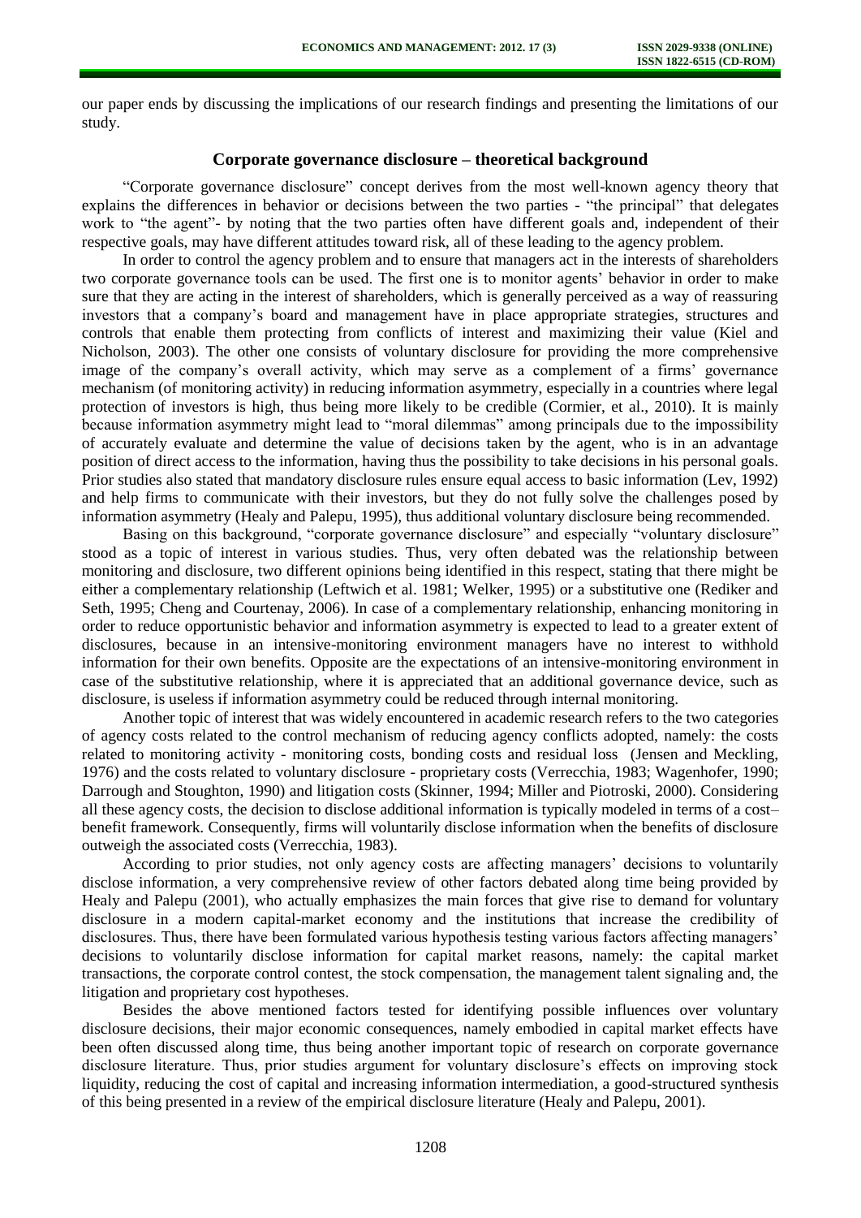our paper ends by discussing the implications of our research findings and presenting the limitations of our study.

## Corporate governance disclosure – theoretical background

"Corporate governance disclosure" concept derives from the most well-known agency theory that explains the differences in behavior or decisions between the two parties - "the principal" that delegates work to "the agent"- by noting that the two parties often have different goals and, independent of their respective goals, may have different attitudes toward risk, all of these leading to the agency problem.

In order to control the agency problem and to ensure that managers act in the interests of shareholders two corporate governance tools can be used. The first one is to monitor agents' behavior in order to make sure that they are acting in the interest of shareholders, which is generally perceived as a way of reassuring investors that a company's board and management have in place appropriate strategies, structures and controls that enable them protecting from conflicts of interest and maximizing their value (Kiel and Nicholson, 2003). The other one consists of voluntary disclosure for providing the more comprehensive image of the company's overall activity, which may serve as a complement of a firms' governance mechanism (of monitoring activity) in reducing information asymmetry, especially in a countries where legal protection of investors is high, thus being more likely to be credible (Cormier, et al., 2010). It is mainly because information asymmetry might lead to "moral dilemmas" among principals due to the impossibility of accurately evaluate and determine the value of decisions taken by the agent, who is in an advantage position of direct access to the information, having thus the possibility to take decisions in his personal goals. Prior studies also stated that mandatory disclosure rules ensure equal access to basic information (Lev, 1992) and help firms to communicate with their investors, but they do not fully solve the challenges posed by information asymmetry (Healy and Palepu, 1995), thus additional voluntary disclosure being recommended.

Basing on this background, "corporate governance disclosure" and especially "voluntary disclosure" stood as a topic of interest in various studies. Thus, very often debated was the relationship between monitoring and disclosure, two different opinions being identified in this respect, stating that there might be either a complementary relationship (Leftwich et al. 1981; Welker, 1995) or a substitutive one (Rediker and Seth, 1995; Cheng and Courtenay, 2006). In case of a complementary relationship, enhancing monitoring in order to reduce opportunistic behavior and information asymmetry is expected to lead to a greater extent of disclosures, because in an intensive-monitoring environment managers have no interest to withhold information for their own benefits. Opposite are the expectations of an intensive-monitoring environment in case of the substitutive relationship, where it is appreciated that an additional governance device, such as disclosure, is useless if information asymmetry could be reduced through internal monitoring.

Another topic of interest that was widely encountered in academic research refers to the two categories of agency costs related to the control mechanism of reducing agency conflicts adopted, namely: the costs related to monitoring activity - monitoring costs, bonding costs and residual loss (Jensen and Meckling, 1976) and the costs related to voluntary disclosure - proprietary costs (Verrecchia, 1983; Wagenhofer, 1990; Darrough and Stoughton, 1990) and litigation costs (Skinner, 1994; Miller and Piotroski, 2000). Considering all these agency costs, the decision to disclose additional information is typically modeled in terms of a cost–benefit framework. Consequently, firms will voluntarily disclose information when the benefits of disclosure outweigh the associated costs (Verrecchia, 1983).

According to prior studies, not only agency costs are affecting managers' decisions to voluntarily disclose information, a very comprehensive review of other factors debated along time being provided by Healy and Palepu (2001), who actually emphasizes the main forces that give rise to demand for voluntary disclosure in a modern capital-market economy and the institutions that increase the credibility of disclosures. Thus, there have been formulated various hypothesis testing various factors affecting managers' decisions to voluntarily disclose information for capital market reasons, namely: the capital market transactions, the corporate control contest, the stock compensation, the management talent signaling and, the litigation and proprietary cost hypotheses.

Besides the above mentioned factors tested for identifying possible influences over voluntary disclosure decisions, their major economic consequences, namely embodied in capital market effects have been often discussed along time, thus being another important topic of research on corporate governance disclosure literature. Thus, prior studies argument for voluntary disclosure's effects on improving stock liquidity, reducing the cost of capital and increasing information intermediation, a good-structured synthesis of this being presented in a review of the empirical disclosure literature (Healy and Palepu, 2001).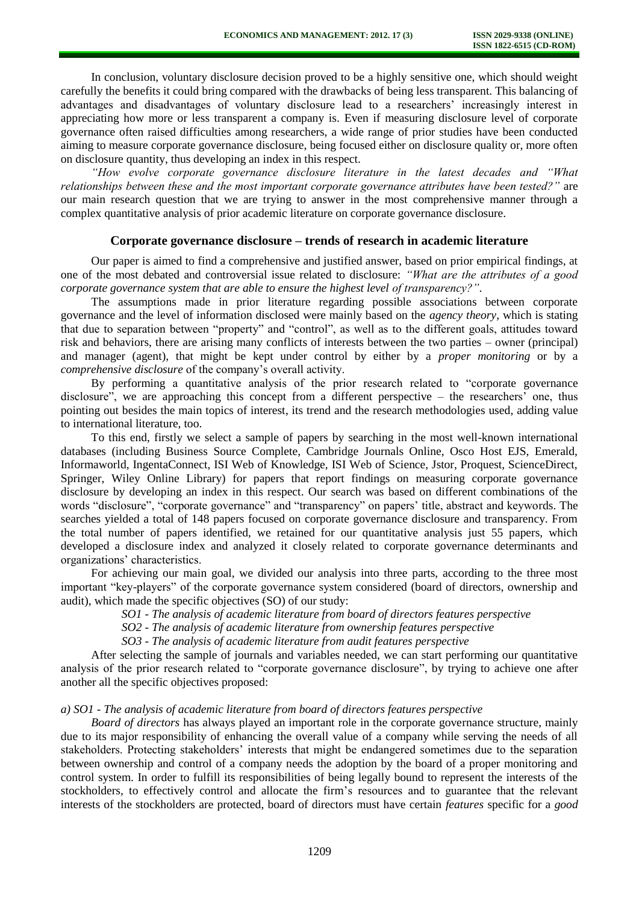In conclusion, voluntary disclosure decision proved to be a highly sensitive one, which should weight carefully the benefits it could bring compared with the drawbacks of being less transparent. This balancing of advantages and disadvantages of voluntary disclosure lead to a researchers' increasingly interest in appreciating how more or less transparent a company is. Even if measuring disclosure level of corporate governance often raised difficulties among researchers, a wide range of prior studies have been conducted aiming to measure corporate governance disclosure, being focused either on disclosure quality or, more often on disclosure quantity, thus developing an index in this respect.

*"How evolve corporate governance disclosure literature in the latest decades and "What relationships between these and the most important corporate governance attributes have been tested?"* are our main research question that we are trying to answer in the most comprehensive manner through a complex quantitative analysis of prior academic literature on corporate governance disclosure.

## Corporate governance disclosure – trends of research in academic literature

Our paper is aimed to find a comprehensive and justified answer, based on prior empirical findings, at one of the most debated and controversial issue related to disclosure: *"What are the attributes of a good corporate governance system that are able to ensure the highest level of transparency?"*.

The assumptions made in prior literature regarding possible associations between corporate governance and the level of information disclosed were mainly based on the *agency theory*, which is stating that due to separation between "property" and "control", as well as to the different goals, attitudes toward risk and behaviors, there are arising many conflicts of interests between the two parties – owner (principal) and manager (agent), that might be kept under control by either by a *proper monitoring* or by a *comprehensive disclosure* of the company's overall activity.

By performing a quantitative analysis of the prior research related to "corporate governance disclosure", we are approaching this concept from a different perspective – the researchers' one, thus pointing out besides the main topics of interest, its trend and the research methodologies used, adding value to international literature, too.

To this end, firstly we select a sample of papers by searching in the most well-known international databases (including Business Source Complete, Cambridge Journals Online, Osco Host EJS, Emerald, Informaworld, IngentaConnect, ISI Web of Knowledge, ISI Web of Science, Jstor, Proquest, ScienceDirect, Springer, Wiley Online Library) for papers that report findings on measuring corporate governance disclosure by developing an index in this respect. Our search was based on different combinations of the words "disclosure", "corporate governance" and "transparency" on papers' title, abstract and keywords. The searches yielded a total of 148 papers focused on corporate governance disclosure and transparency. From the total number of papers identified, we retained for our quantitative analysis just 55 papers, which developed a disclosure index and analyzed it closely related to corporate governance determinants and organizations' characteristics.

For achieving our main goal, we divided our analysis into three parts, according to the three most important "key-players" of the corporate governance system considered (board of directors, ownership and audit), which made the specific objectives (SO) of our study:

*SO1 - The analysis of academic literature from board of directors features perspective*

*SO2 - The analysis of academic literature from ownership features perspective*

*SO3 - The analysis of academic literature from audit features perspective*

After selecting the sample of journals and variables needed, we can start performing our quantitative analysis of the prior research related to "corporate governance disclosure", by trying to achieve one after another all the specific objectives proposed:

*a) SO1 - The analysis of academic literature from board of directors features perspective*

*Board of directors* has always played an important role in the corporate governance structure, mainly due to its major responsibility of enhancing the overall value of a company while serving the needs of all stakeholders. Protecting stakeholders' interests that might be endangered sometimes due to the separation between ownership and control of a company needs the adoption by the board of a proper monitoring and control system. In order to fulfill its responsibilities of being legally bound to represent the interests of the stockholders, to effectively control and allocate the firm's resources and to guarantee that the relevant interests of the stockholders are protected, board of directors must have certain *features* specific for a *good*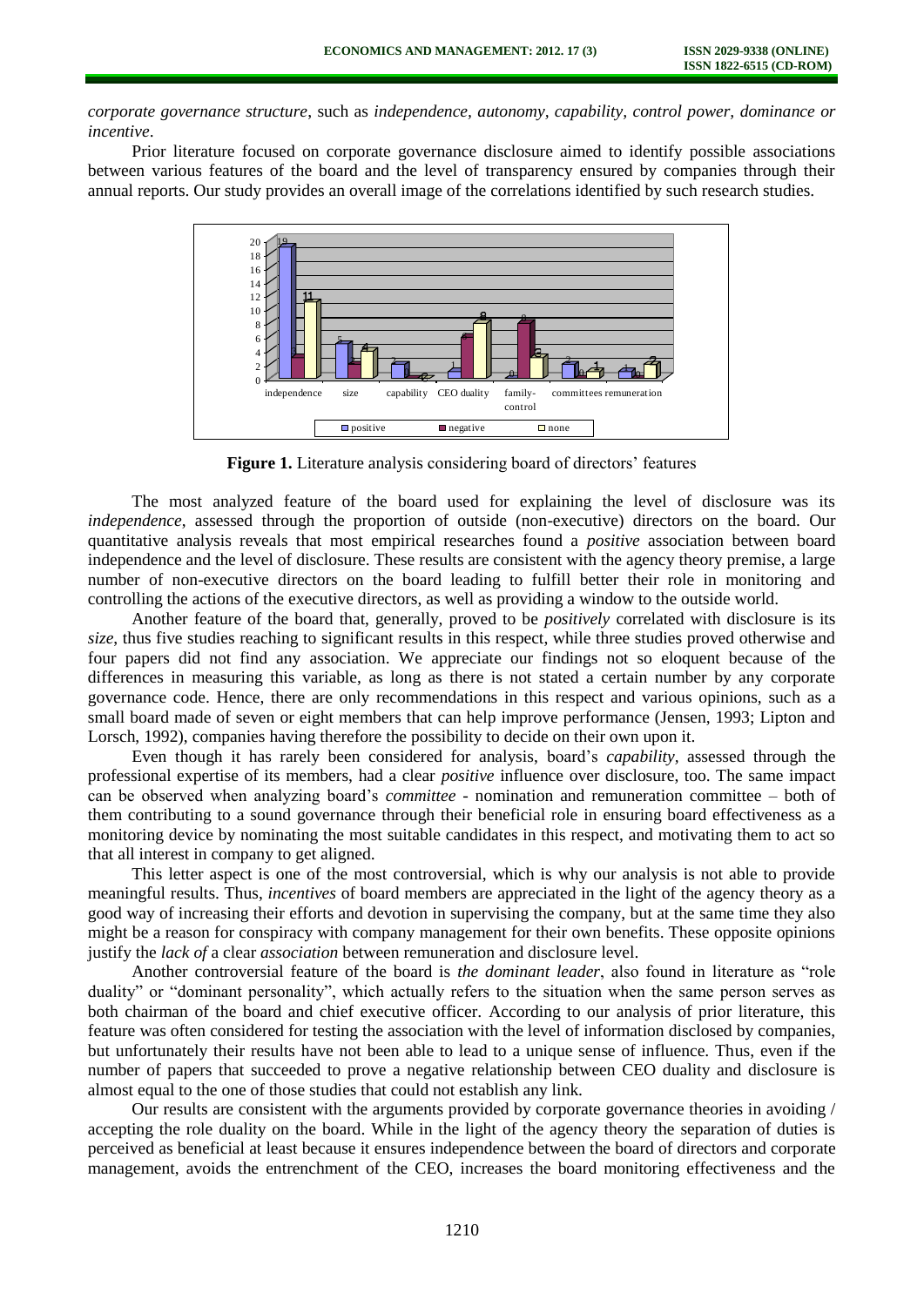*corporate governance structure*, such as *independence, autonomy, capability, control power, dominance or incentive*.

Prior literature focused on corporate governance disclosure aimed to identify possible associations between various features of the board and the level of transparency ensured by companies through their annual reports. Our study provides an overall image of the correlations identified by such research studies.

**Figure 1.** Literature analysis considering board of directors' features

The most analyzed feature of the board used for explaining the level of disclosure was its *independence*, assessed through the proportion of outside (non-executive) directors on the board. Our quantitative analysis reveals that most empirical researches found a *positive* association between board independence and the level of disclosure. These results are consistent with the agency theory premise, a large number of non-executive directors on the board leading to fulfill better their role in monitoring and controlling the actions of the executive directors, as well as providing a window to the outside world.

Another feature of the board that, generally, proved to be *positively* correlated with disclosure is its *size*, thus five studies reaching to significant results in this respect, while three studies proved otherwise and four papers did not find any association. We appreciate our findings not so eloquent because of the differences in measuring this variable, as long as there is not stated a certain number by any corporate governance code. Hence, there are only recommendations in this respect and various opinions, such as a small board made of seven or eight members that can help improve performance (Jensen, 1993; Lipton and Lorsch, 1992), companies having therefore the possibility to decide on their own upon it.

Even though it has rarely been considered for analysis, board's *capability*, assessed through the professional expertise of its members, had a clear *positive* influence over disclosure, too. The same impact can be observed when analyzing board's *committee* - nomination and remuneration committee – both of them contributing to a sound governance through their beneficial role in ensuring board effectiveness as a monitoring device by nominating the most suitable candidates in this respect, and motivating them to act so that all interest in company to get aligned.

This letter aspect is one of the most controversial, which is why our analysis is not able to provide meaningful results. Thus, *incentives* of board members are appreciated in the light of the agency theory as a good way of increasing their efforts and devotion in supervising the company, but at the same time they also might be a reason for conspiracy with company management for their own benefits. These opposite opinions justify the *lack of* a clear *association* between remuneration and disclosure level.

Another controversial feature of the board is *the dominant leader*, also found in literature as "role duality" or "dominant personality", which actually refers to the situation when the same person serves as both chairman of the board and chief executive officer. According to our analysis of prior literature, this feature was often considered for testing the association with the level of information disclosed by companies, but unfortunately their results have not been able to lead to a unique sense of influence. Thus, even if the number of papers that succeeded to prove a negative relationship between CEO duality and disclosure is almost equal to the one of those studies that could not establish any link.

Our results are consistent with the arguments provided by corporate governance theories in avoiding / accepting the role duality on the board. While in the light of the agency theory the separation of duties is perceived as beneficial at least because it ensures independence between the board of directors and corporate management, avoids the entrenchment of the CEO, increases the board monitoring effectiveness and the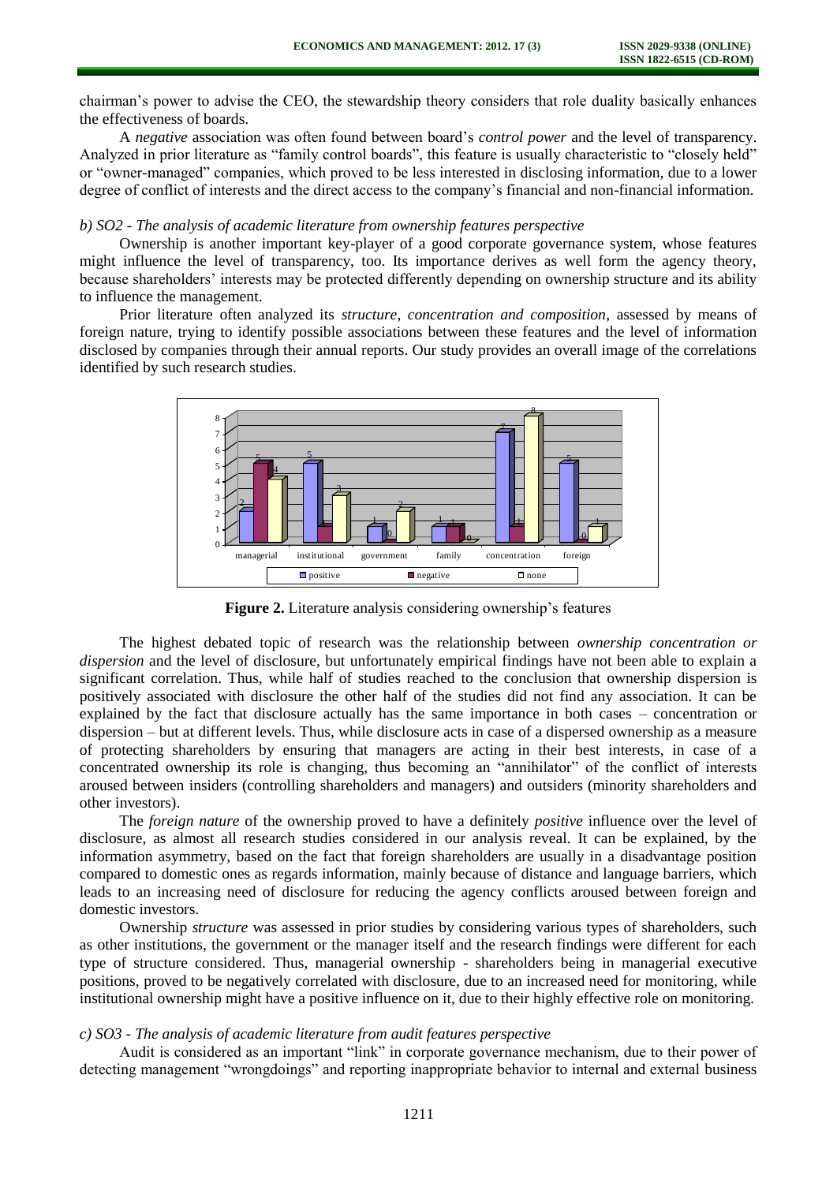chairman's power to advise the CEO, the stewardship theory considers that role duality basically enhances the effectiveness of boards.

A *negative* association was often found between board's *control power* and the level of transparency. Analyzed in prior literature as "family control boards", this feature is usually characteristic to "closely held" or "owner-managed" companies, which proved to be less interested in disclosing information, due to a lower degree of conflict of interests and the direct access to the company's financial and non-financial information.

### *b) SO2 - The analysis of academic literature from ownership features perspective*

Ownership is another important key-player of a good corporate governance system, whose features might influence the level of transparency, too. Its importance derives as well form the agency theory, because shareholders' interests may be protected differently depending on ownership structure and its ability to influence the management.

Prior literature often analyzed its *structure, concentration and composition*, assessed by means of foreign nature, trying to identify possible associations between these features and the level of information disclosed by companies through their annual reports. Our study provides an overall image of the correlations identified by such research studies.

| | managerial | institutional | government | family | concentration | foreign |
|---|---|---|---|---|---|---|
| positive | 2 | 5 | 1 | 1 | 7 | 5 |
| negative | 5 | 1 | 0 | 1 | 1 | 0 |
| none | 4 | 3 | 2 | 0 | 8 | 1 |

**Figure 2.** Literature analysis considering ownership's features

The highest debated topic of research was the relationship between *ownership concentration or dispersion* and the level of disclosure, but unfortunately empirical findings have not been able to explain a significant correlation. Thus, while half of studies reached to the conclusion that ownership dispersion is positively associated with disclosure the other half of the studies did not find any association. It can be explained by the fact that disclosure actually has the same importance in both cases – concentration or dispersion – but at different levels. Thus, while disclosure acts in case of a dispersed ownership as a measure of protecting shareholders by ensuring that managers are acting in their best interests, in case of a concentrated ownership its role is changing, thus becoming an "annihilator" of the conflict of interests aroused between insiders (controlling shareholders and managers) and outsiders (minority shareholders and other investors).

The *foreign nature* of the ownership proved to have a definitely *positive* influence over the level of disclosure, as almost all research studies considered in our analysis reveal. It can be explained, by the information asymmetry, based on the fact that foreign shareholders are usually in a disadvantage position compared to domestic ones as regards information, mainly because of distance and language barriers, which leads to an increasing need of disclosure for reducing the agency conflicts aroused between foreign and domestic investors.

Ownership *structure* was assessed in prior studies by considering various types of shareholders, such as other institutions, the government or the manager itself and the research findings were different for each type of structure considered. Thus, managerial ownership - shareholders being in managerial executive positions, proved to be negatively correlated with disclosure, due to an increased need for monitoring, while institutional ownership might have a positive influence on it, due to their highly effective role on monitoring.

### *c) SO3 - The analysis of academic literature from audit features perspective*

Audit is considered as an important "link" in corporate governance mechanism, due to their power of detecting management "wrongdoings" and reporting inappropriate behavior to internal and external business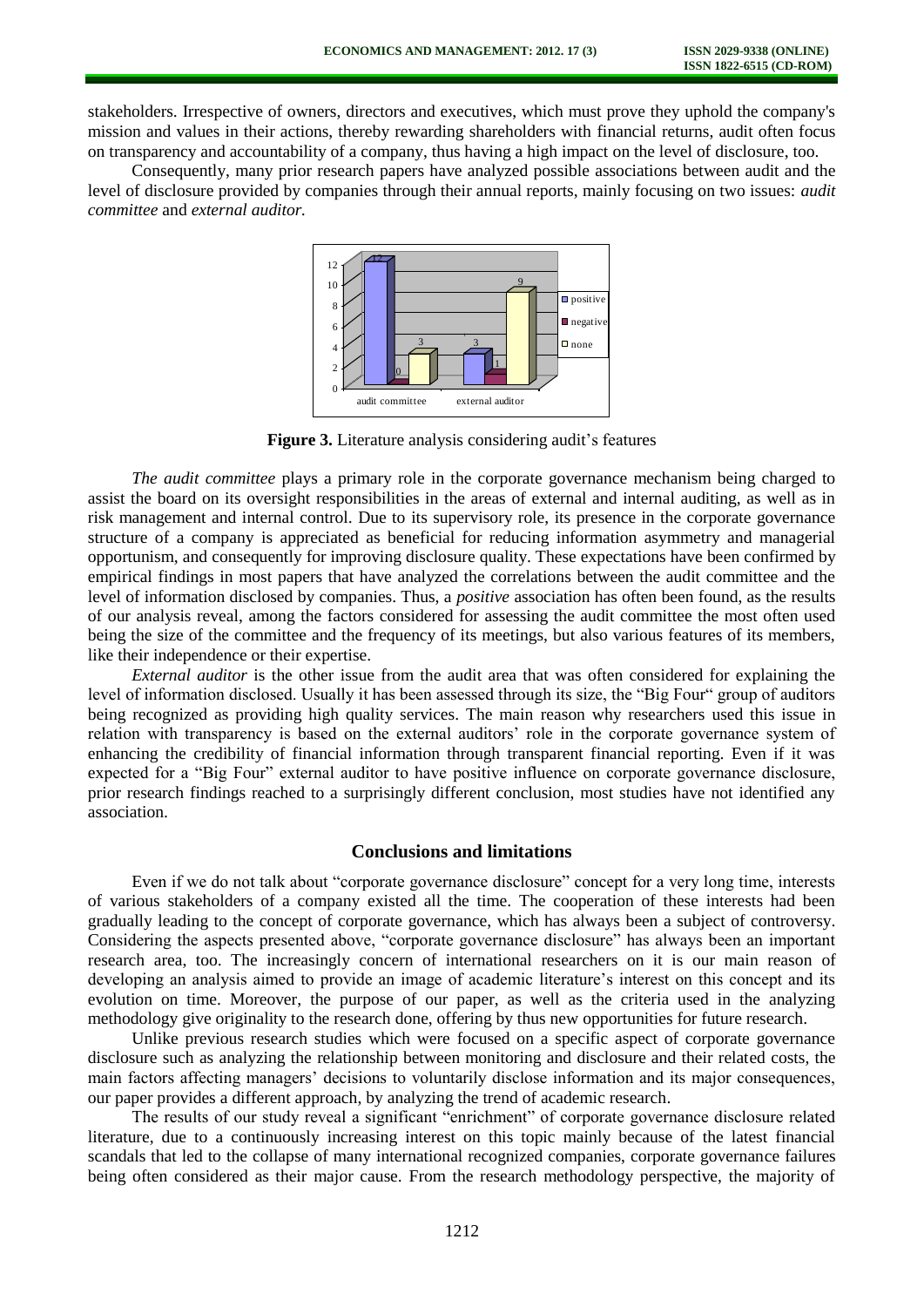stakeholders. Irrespective of owners, directors and executives, which must prove they uphold the company's mission and values in their actions, thereby rewarding shareholders with financial returns, audit often focus on transparency and accountability of a company, thus having a high impact on the level of disclosure, too.

Consequently, many prior research papers have analyzed possible associations between audit and the level of disclosure provided by companies through their annual reports, mainly focusing on two issues: *audit committee* and *external auditor.*

**Figure 3.** Literature analysis considering audit's features

*The audit committee* plays a primary role in the corporate governance mechanism being charged to assist the board on its oversight responsibilities in the areas of external and internal auditing, as well as in risk management and internal control. Due to its supervisory role, its presence in the corporate governance structure of a company is appreciated as beneficial for reducing information asymmetry and managerial opportunism, and consequently for improving disclosure quality. These expectations have been confirmed by empirical findings in most papers that have analyzed the correlations between the audit committee and the level of information disclosed by companies. Thus, a *positive* association has often been found, as the results of our analysis reveal, among the factors considered for assessing the audit committee the most often used being the size of the committee and the frequency of its meetings, but also various features of its members, like their independence or their expertise.

*External auditor* is the other issue from the audit area that was often considered for explaining the level of information disclosed. Usually it has been assessed through its size, the "Big Four" group of auditors being recognized as providing high quality services. The main reason why researchers used this issue in relation with transparency is based on the external auditors' role in the corporate governance system of enhancing the credibility of financial information through transparent financial reporting. Even if it was expected for a "Big Four" external auditor to have positive influence on corporate governance disclosure, prior research findings reached to a surprisingly different conclusion, most studies have not identified any association.

## Conclusions and limitations

Even if we do not talk about "corporate governance disclosure" concept for a very long time, interests of various stakeholders of a company existed all the time. The cooperation of these interests had been gradually leading to the concept of corporate governance, which has always been a subject of controversy. Considering the aspects presented above, "corporate governance disclosure" has always been an important research area, too. The increasingly concern of international researchers on it is our main reason of developing an analysis aimed to provide an image of academic literature's interest on this concept and its evolution on time. Moreover, the purpose of our paper, as well as the criteria used in the analyzing methodology give originality to the research done, offering by thus new opportunities for future research.

Unlike previous research studies which were focused on a specific aspect of corporate governance disclosure such as analyzing the relationship between monitoring and disclosure and their related costs, the main factors affecting managers' decisions to voluntarily disclose information and its major consequences, our paper provides a different approach, by analyzing the trend of academic research.

The results of our study reveal a significant "enrichment" of corporate governance disclosure related literature, due to a continuously increasing interest on this topic mainly because of the latest financial scandals that led to the collapse of many international recognized companies, corporate governance failures being often considered as their major cause. From the research methodology perspective, the majority of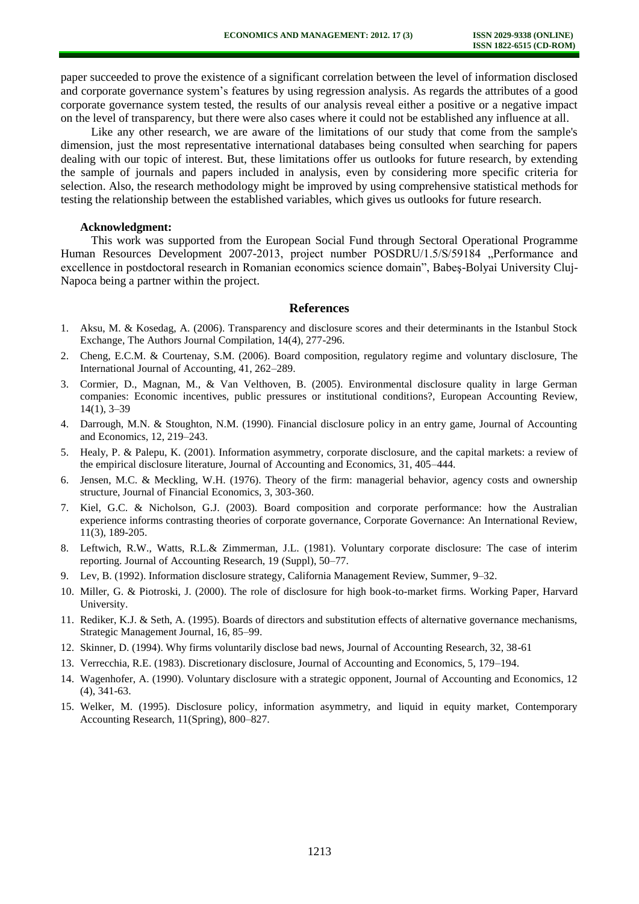paper succeeded to prove the existence of a significant correlation between the level of information disclosed and corporate governance system's features by using regression analysis. As regards the attributes of a good corporate governance system tested, the results of our analysis reveal either a positive or a negative impact on the level of transparency, but there were also cases where it could not be established any influence at all.

Like any other research, we are aware of the limitations of our study that come from the sample's dimension, just the most representative international databases being consulted when searching for papers dealing with our topic of interest. But, these limitations offer us outlooks for future research, by extending the sample of journals and papers included in analysis, even by considering more specific criteria for selection. Also, the research methodology might be improved by using comprehensive statistical methods for testing the relationship between the established variables, which gives us outlooks for future research.

**Acknowledgment:**

This work was supported from the European Social Fund through Sectoral Operational Programme Human Resources Development 2007-2013, project number POSDRU/1.5/S/59184 „Performance and excellence in postdoctoral research in Romanian economics science domain", Babeş-Bolyai University Cluj-Napoca being a partner within the project.

## References

1. Aksu, M. & Kosedag, A. (2006). Transparency and disclosure scores and their determinants in the Istanbul Stock Exchange, The Authors Journal Compilation, 14(4), 277-296.
2. Cheng, E.C.M. & Courtenay, S.M. (2006). Board composition, regulatory regime and voluntary disclosure, The International Journal of Accounting, 41, 262–289.
3. Cormier, D., Magnan, M., & Van Velthoven, B. (2005). Environmental disclosure quality in large German companies: Economic incentives, public pressures or institutional conditions?, European Accounting Review, 14(1), 3–39
4. Darrough, M.N. & Stoughton, N.M. (1990). Financial disclosure policy in an entry game, Journal of Accounting and Economics, 12, 219–243.
5. Healy, P. & Palepu, K. (2001). Information asymmetry, corporate disclosure, and the capital markets: a review of the empirical disclosure literature, Journal of Accounting and Economics, 31, 405–444.
6. Jensen, M.C. & Meckling, W.H. (1976). Theory of the firm: managerial behavior, agency costs and ownership structure, Journal of Financial Economics, 3, 303-360.
7. Kiel, G.C. & Nicholson, G.J. (2003). Board composition and corporate performance: how the Australian experience informs contrasting theories of corporate governance, Corporate Governance: An International Review, 11(3), 189-205.
8. Leftwich, R.W., Watts, R.L.& Zimmerman, J.L. (1981). Voluntary corporate disclosure: The case of interim reporting. Journal of Accounting Research, 19 (Suppl), 50–77.
9. Lev, B. (1992). Information disclosure strategy, California Management Review, Summer, 9–32.
10. Miller, G. & Piotroski, J. (2000). The role of disclosure for high book-to-market firms. Working Paper, Harvard University.
11. Rediker, K.J. & Seth, A. (1995). Boards of directors and substitution effects of alternative governance mechanisms, Strategic Management Journal, 16, 85–99.
12. Skinner, D. (1994). Why firms voluntarily disclose bad news, Journal of Accounting Research, 32, 38-61
13. Verrecchia, R.E. (1983). Discretionary disclosure, Journal of Accounting and Economics, 5, 179–194.
14. Wagenhofer, A. (1990). Voluntary disclosure with a strategic opponent, Journal of Accounting and Economics, 12 (4), 341-63.
15. Welker, M. (1995). Disclosure policy, information asymmetry, and liquid in equity market, Contemporary Accounting Research, 11(Spring), 800–827.